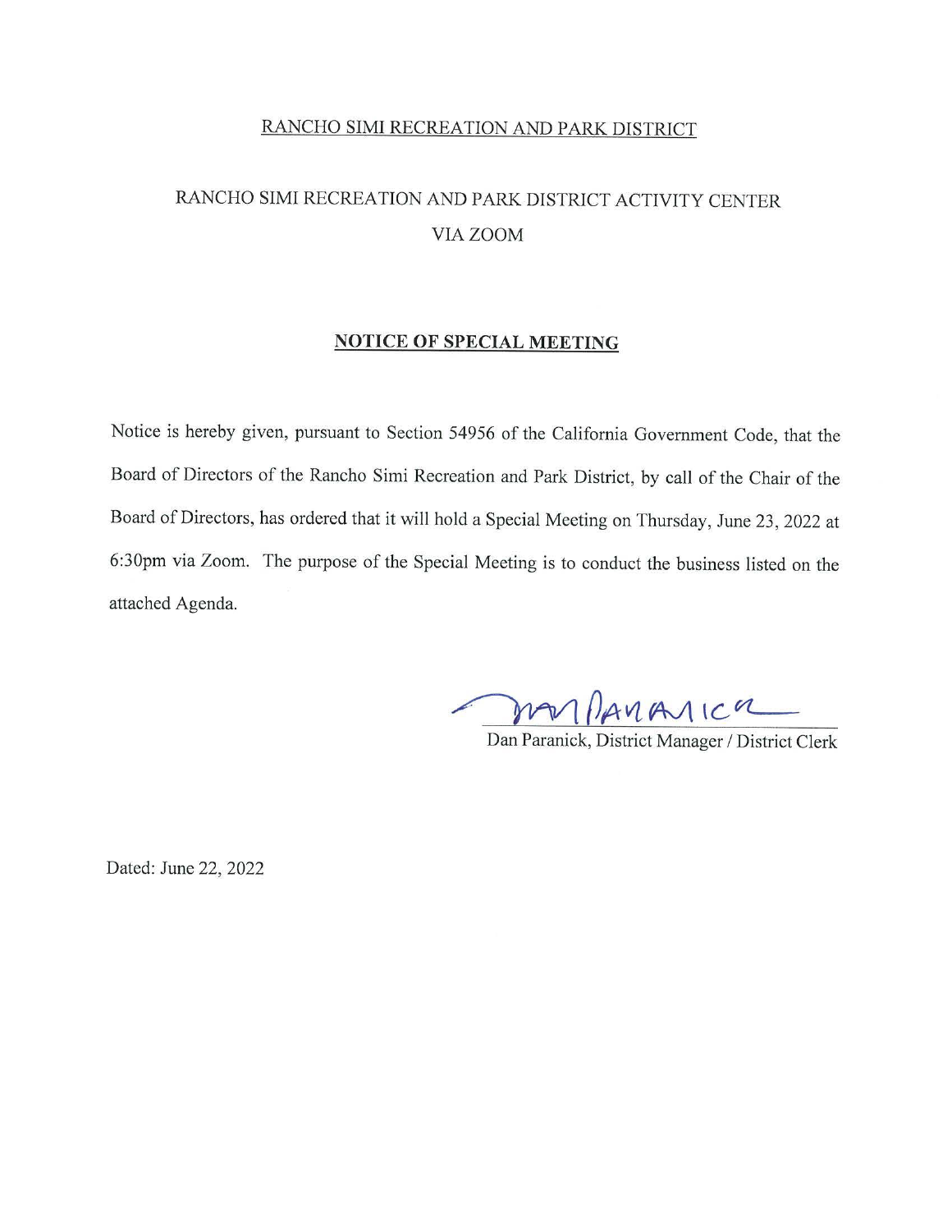RANCHO SIMI RECREATION AND PARK DISTRICT

RANCHO SIMI RECREATION AND PARK DISTRICT ACTIVITY CENTER

VIA ZOOM

# NOTICE OF SPECIAL MEETING

Notice is hereby given, pursuant to Section 54956 of the California Government Code, that the Board of Directors of the Rancho Simi Recreation and Park District, by call of the Chair of the Board of Directors, has ordered that it will hold a Special Meeting on Thursday, June 23, 2022 at 6:30pm via Zoom. The purpose of the Special Meeting is to conduct the business listed on the attached Agenda.

Dan Paranick, District Manager / District Clerk

Dated: June 22, 2022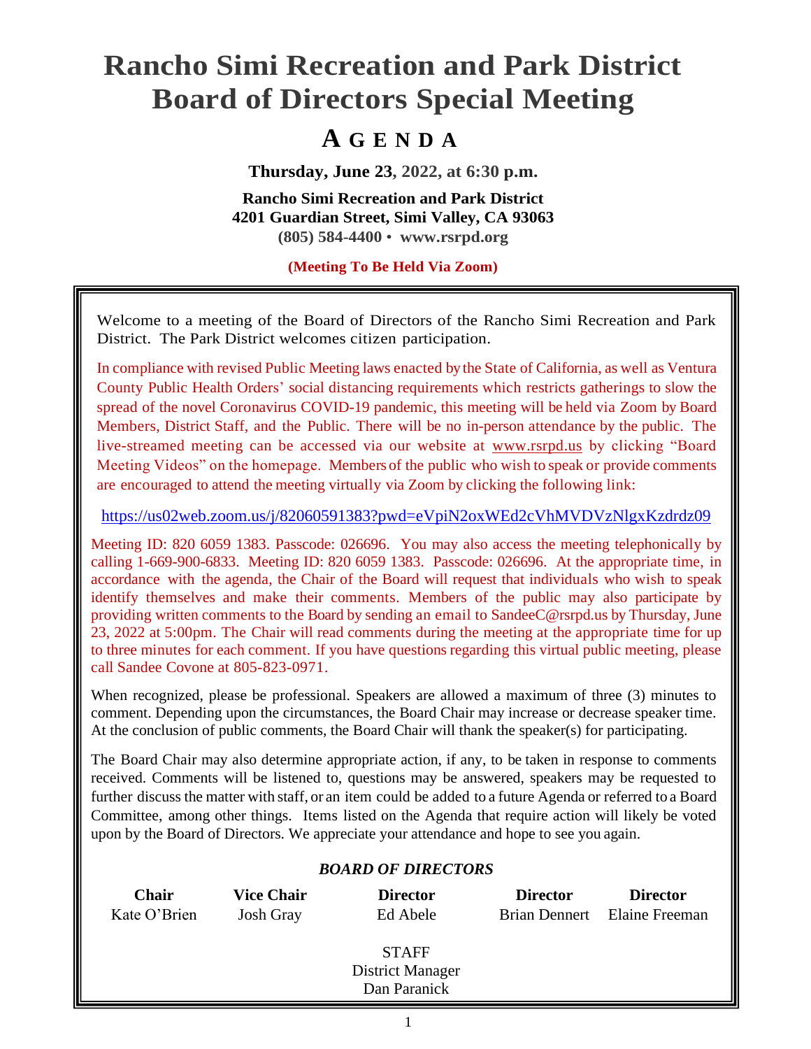# Rancho Simi Recreation and Park District Board of Directors Special Meeting

# AGENDA

**Thursday, June 23, 2022, at 6:30 p.m.**

**Rancho Simi Recreation and Park District**
**4201 Guardian Street, Simi Valley, CA 93063**
**(805) 584-4400 • www.rsrpd.org**

**(Meeting To Be Held Via Zoom)**

Welcome to a meeting of the Board of Directors of the Rancho Simi Recreation and Park District. The Park District welcomes citizen participation.

In compliance with revised Public Meeting laws enacted by the State of California, as well as Ventura County Public Health Orders' social distancing requirements which restricts gatherings to slow the spread of the novel Coronavirus COVID-19 pandemic, this meeting will be held via Zoom by Board Members, District Staff, and the Public. There will be no in-person attendance by the public. The live-streamed meeting can be accessed via our website at www.rsrpd.us by clicking "Board Meeting Videos" on the homepage. Members of the public who wish to speak or provide comments are encouraged to attend the meeting virtually via Zoom by clicking the following link:

https://us02web.zoom.us/j/82060591383?pwd=eVpiN2oxWEd2cVhMVDVzNlgxKzdrdz09

Meeting ID: 820 6059 1383. Passcode: 026696. You may also access the meeting telephonically by calling 1-669-900-6833. Meeting ID: 820 6059 1383. Passcode: 026696. At the appropriate time, in accordance with the agenda, the Chair of the Board will request that individuals who wish to speak identify themselves and make their comments. Members of the public may also participate by providing written comments to the Board by sending an email to SandeeC@rsrpd.us by Thursday, June 23, 2022 at 5:00pm. The Chair will read comments during the meeting at the appropriate time for up to three minutes for each comment. If you have questions regarding this virtual public meeting, please call Sandee Covone at 805-823-0971.

When recognized, please be professional. Speakers are allowed a maximum of three (3) minutes to comment. Depending upon the circumstances, the Board Chair may increase or decrease speaker time. At the conclusion of public comments, the Board Chair will thank the speaker(s) for participating.

The Board Chair may also determine appropriate action, if any, to be taken in response to comments received. Comments will be listened to, questions may be answered, speakers may be requested to further discuss the matter with staff, or an item could be added to a future Agenda or referred to a Board Committee, among other things. Items listed on the Agenda that require action will likely be voted upon by the Board of Directors. We appreciate your attendance and hope to see you again.

***BOARD OF DIRECTORS***

| Chair | Vice Chair | Director | Director | Director |
|---|---|---|---|---|
| Kate O'Brien | Josh Gray | Ed Abele | Brian Dennert | Elaine Freeman |

STAFF
District Manager
Dan Paranick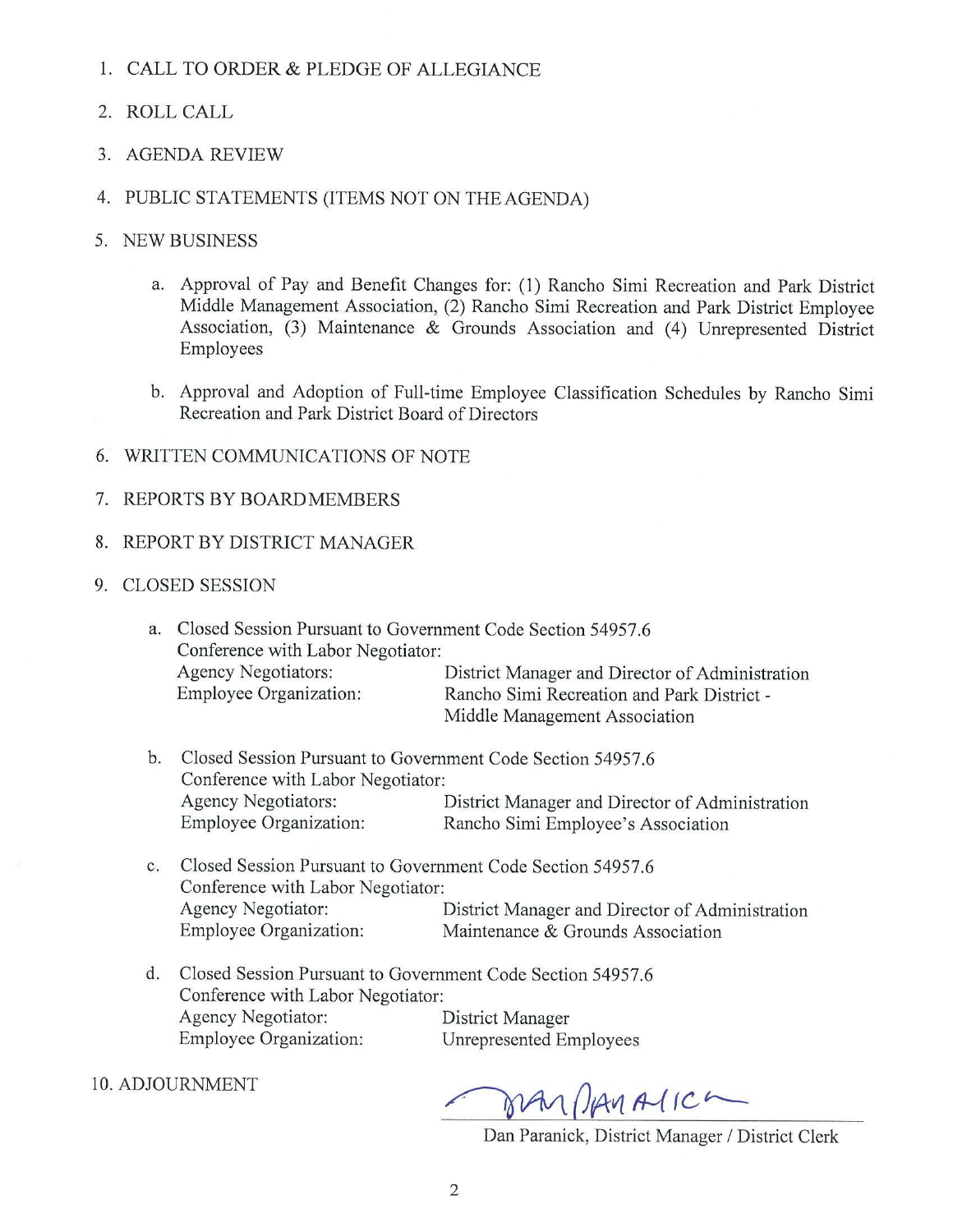1. CALL TO ORDER & PLEDGE OF ALLEGIANCE
2. ROLL CALL
3. AGENDA REVIEW
4. PUBLIC STATEMENTS (ITEMS NOT ON THE AGENDA)
5. NEW BUSINESS
   a. Approval of Pay and Benefit Changes for: (1) Rancho Simi Recreation and Park District Middle Management Association, (2) Rancho Simi Recreation and Park District Employee Association, (3) Maintenance & Grounds Association and (4) Unrepresented District Employees
   b. Approval and Adoption of Full-time Employee Classification Schedules by Rancho Simi Recreation and Park District Board of Directors
6. WRITTEN COMMUNICATIONS OF NOTE
7. REPORTS BY BOARD MEMBERS
8. REPORT BY DISTRICT MANAGER
9. CLOSED SESSION
   a. Closed Session Pursuant to Government Code Section 54957.6
      Conference with Labor Negotiator:
      Agency Negotiators: District Manager and Director of Administration
      Employee Organization: Rancho Simi Recreation and Park District - Middle Management Association
   b. Closed Session Pursuant to Government Code Section 54957.6
      Conference with Labor Negotiator:
      Agency Negotiators: District Manager and Director of Administration
      Employee Organization: Rancho Simi Employee's Association
   c. Closed Session Pursuant to Government Code Section 54957.6
      Conference with Labor Negotiator:
      Agency Negotiator: District Manager and Director of Administration
      Employee Organization: Maintenance & Grounds Association
   d. Closed Session Pursuant to Government Code Section 54957.6
      Conference with Labor Negotiator:
      Agency Negotiator: District Manager
      Employee Organization: Unrepresented Employees
10. ADJOURNMENT

Dan Paranick, District Manager / District Clerk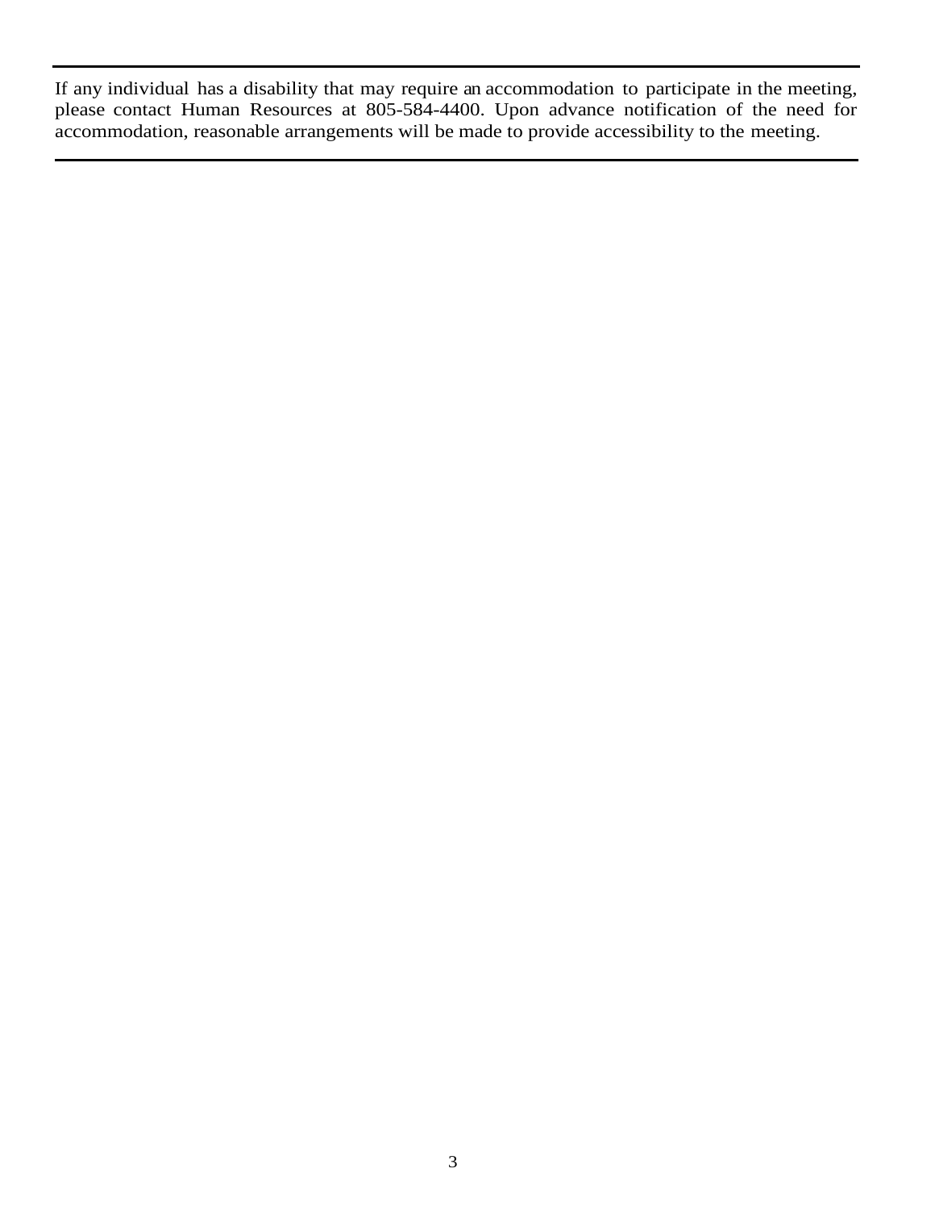---

If any individual has a disability that may require an accommodation to participate in the meeting, please contact Human Resources at 805-584-4400. Upon advance notification of the need for accommodation, reasonable arrangements will be made to provide accessibility to the meeting.

---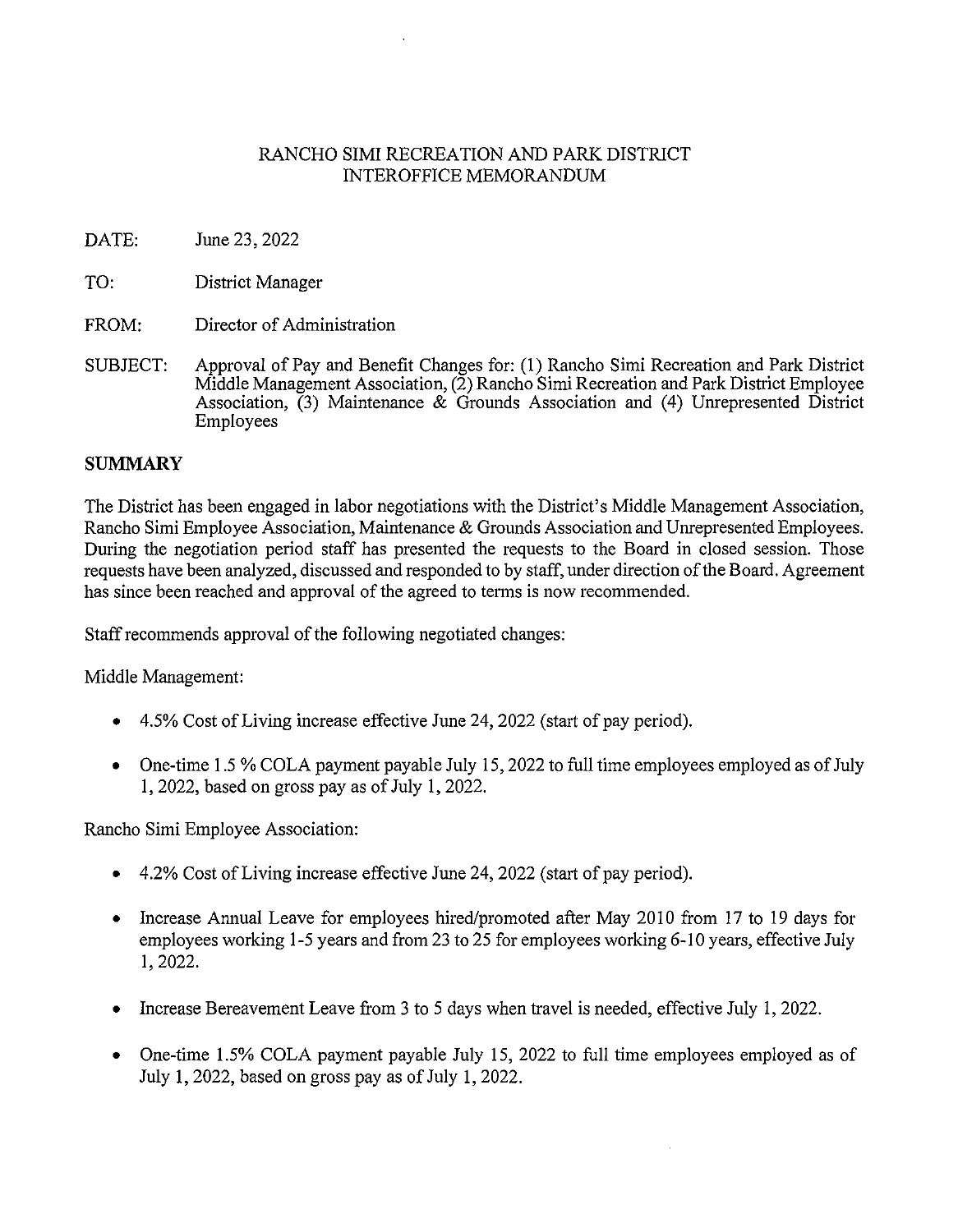RANCHO SIMI RECREATION AND PARK DISTRICT
INTEROFFICE MEMORANDUM

DATE: June 23, 2022

TO: District Manager

FROM: Director of Administration

SUBJECT: Approval of Pay and Benefit Changes for: (1) Rancho Simi Recreation and Park District Middle Management Association, (2) Rancho Simi Recreation and Park District Employee Association, (3) Maintenance & Grounds Association and (4) Unrepresented District Employees

## SUMMARY

The District has been engaged in labor negotiations with the District's Middle Management Association, Rancho Simi Employee Association, Maintenance & Grounds Association and Unrepresented Employees. During the negotiation period staff has presented the requests to the Board in closed session. Those requests have been analyzed, discussed and responded to by staff, under direction of the Board. Agreement has since been reached and approval of the agreed to terms is now recommended.

Staff recommends approval of the following negotiated changes:

Middle Management:

- 4.5% Cost of Living increase effective June 24, 2022 (start of pay period).
- One-time 1.5 % COLA payment payable July 15, 2022 to full time employees employed as of July 1, 2022, based on gross pay as of July 1, 2022.

Rancho Simi Employee Association:

- 4.2% Cost of Living increase effective June 24, 2022 (start of pay period).
- Increase Annual Leave for employees hired/promoted after May 2010 from 17 to 19 days for employees working 1-5 years and from 23 to 25 for employees working 6-10 years, effective July 1, 2022.
- Increase Bereavement Leave from 3 to 5 days when travel is needed, effective July 1, 2022.
- One-time 1.5% COLA payment payable July 15, 2022 to full time employees employed as of July 1, 2022, based on gross pay as of July 1, 2022.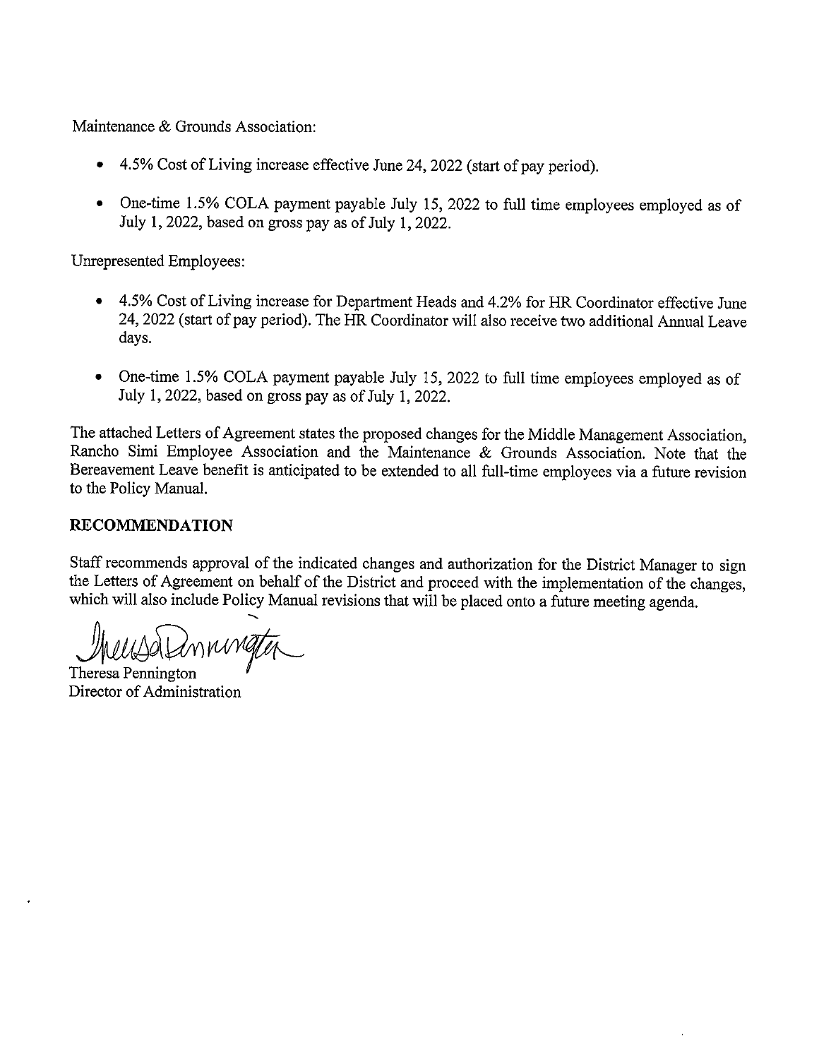Maintenance & Grounds Association:

- 4.5% Cost of Living increase effective June 24, 2022 (start of pay period).
- One-time 1.5% COLA payment payable July 15, 2022 to full time employees employed as of July 1, 2022, based on gross pay as of July 1, 2022.

Unrepresented Employees:

- 4.5% Cost of Living increase for Department Heads and 4.2% for HR Coordinator effective June 24, 2022 (start of pay period). The HR Coordinator will also receive two additional Annual Leave days.
- One-time 1.5% COLA payment payable July 15, 2022 to full time employees employed as of July 1, 2022, based on gross pay as of July 1, 2022.

The attached Letters of Agreement states the proposed changes for the Middle Management Association, Rancho Simi Employee Association and the Maintenance & Grounds Association. Note that the Bereavement Leave benefit is anticipated to be extended to all full-time employees via a future revision to the Policy Manual.

## RECOMMENDATION

Staff recommends approval of the indicated changes and authorization for the District Manager to sign the Letters of Agreement on behalf of the District and proceed with the implementation of the changes, which will also include Policy Manual revisions that will be placed onto a future meeting agenda.

Theresa Pennington
Director of Administration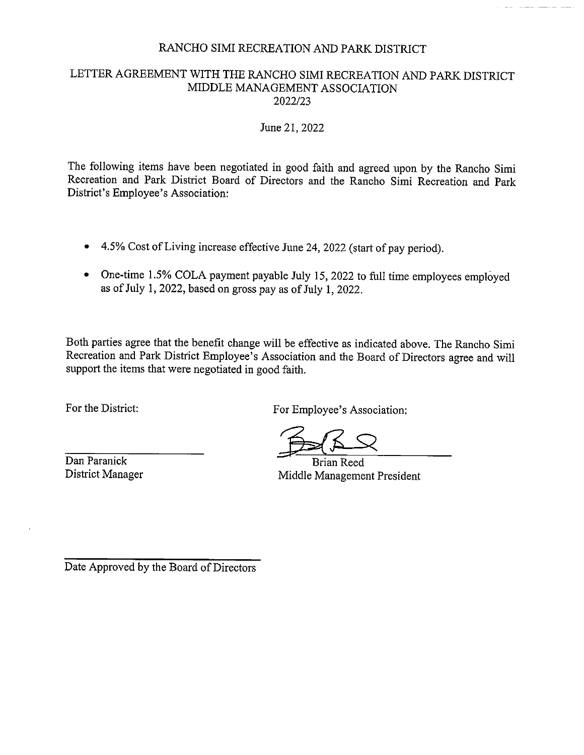# RANCHO SIMI RECREATION AND PARK DISTRICT

## LETTER AGREEMENT WITH THE RANCHO SIMI RECREATION AND PARK DISTRICT MIDDLE MANAGEMENT ASSOCIATION 2022/23

June 21, 2022

The following items have been negotiated in good faith and agreed upon by the Rancho Simi Recreation and Park District Board of Directors and the Rancho Simi Recreation and Park District's Employee's Association:

- 4.5% Cost of Living increase effective June 24, 2022 (start of pay period).
- One-time 1.5% COLA payment payable July 15, 2022 to full time employees employed as of July 1, 2022, based on gross pay as of July 1, 2022.

Both parties agree that the benefit change will be effective as indicated above. The Rancho Simi Recreation and Park District Employee's Association and the Board of Directors agree and will support the items that were negotiated in good faith.

For the District:

Dan Paranick
District Manager

For Employee's Association:

Brian Reed
Middle Management President

Date Approved by the Board of Directors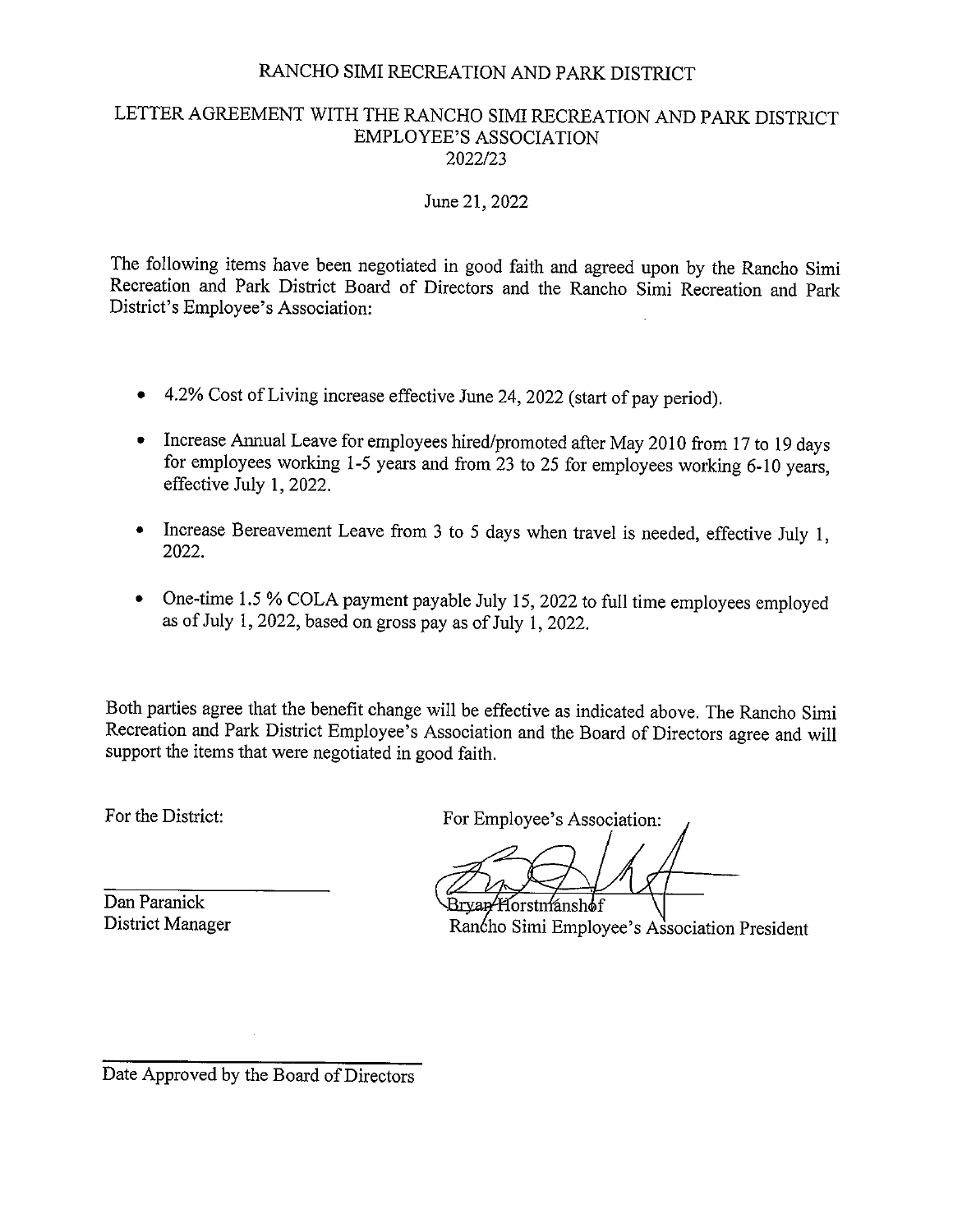# RANCHO SIMI RECREATION AND PARK DISTRICT

## LETTER AGREEMENT WITH THE RANCHO SIMI RECREATION AND PARK DISTRICT EMPLOYEE'S ASSOCIATION 2022/23

June 21, 2022

The following items have been negotiated in good faith and agreed upon by the Rancho Simi Recreation and Park District Board of Directors and the Rancho Simi Recreation and Park District's Employee's Association:

- 4.2% Cost of Living increase effective June 24, 2022 (start of pay period).
- Increase Annual Leave for employees hired/promoted after May 2010 from 17 to 19 days for employees working 1-5 years and from 23 to 25 for employees working 6-10 years, effective July 1, 2022.
- Increase Bereavement Leave from 3 to 5 days when travel is needed, effective July 1, 2022.
- One-time 1.5 % COLA payment payable July 15, 2022 to full time employees employed as of July 1, 2022, based on gross pay as of July 1, 2022.

Both parties agree that the benefit change will be effective as indicated above. The Rancho Simi Recreation and Park District Employee's Association and the Board of Directors agree and will support the items that were negotiated in good faith.

For the District:

\_\_\_\_\_\_\_\_\_\_\_\_\_\_\_\_\_\_\_\_\_\_\_\_
Dan Paranick
District Manager

For Employee's Association:

Bryan Horstmanshof
Rancho Simi Employee's Association President

\_\_\_\_\_\_\_\_\_\_\_\_\_\_\_\_\_\_\_\_\_\_\_\_
Date Approved by the Board of Directors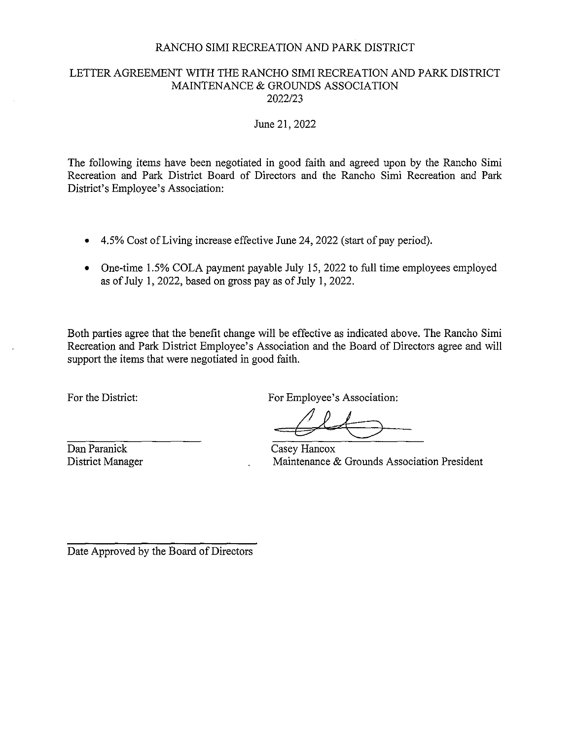# RANCHO SIMI RECREATION AND PARK DISTRICT

## LETTER AGREEMENT WITH THE RANCHO SIMI RECREATION AND PARK DISTRICT MAINTENANCE & GROUNDS ASSOCIATION 2022/23

June 21, 2022

The following items have been negotiated in good faith and agreed upon by the Rancho Simi Recreation and Park District Board of Directors and the Rancho Simi Recreation and Park District's Employee's Association:

- 4.5% Cost of Living increase effective June 24, 2022 (start of pay period).
- One-time 1.5% COLA payment payable July 15, 2022 to full time employees employed as of July 1, 2022, based on gross pay as of July 1, 2022.

Both parties agree that the benefit change will be effective as indicated above. The Rancho Simi Recreation and Park District Employee's Association and the Board of Directors agree and will support the items that were negotiated in good faith.

For the District:

Dan Paranick
District Manager

For Employee's Association:

Casey Hancox
Maintenance & Grounds Association President

Date Approved by the Board of Directors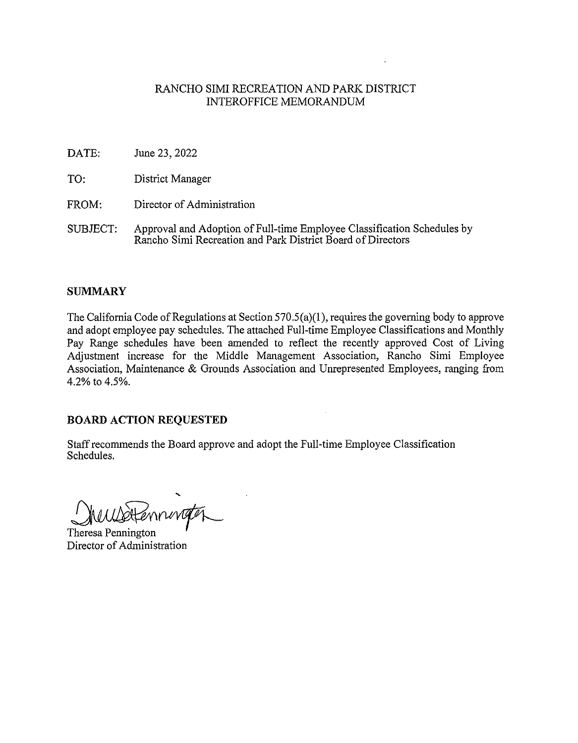RANCHO SIMI RECREATION AND PARK DISTRICT
INTEROFFICE MEMORANDUM

DATE: June 23, 2022

TO: District Manager

FROM: Director of Administration

SUBJECT: Approval and Adoption of Full-time Employee Classification Schedules by Rancho Simi Recreation and Park District Board of Directors

## SUMMARY

The California Code of Regulations at Section 570.5(a)(1), requires the governing body to approve and adopt employee pay schedules. The attached Full-time Employee Classifications and Monthly Pay Range schedules have been amended to reflect the recently approved Cost of Living Adjustment increase for the Middle Management Association, Rancho Simi Employee Association, Maintenance & Grounds Association and Unrepresented Employees, ranging from 4.2% to 4.5%.

## BOARD ACTION REQUESTED

Staff recommends the Board approve and adopt the Full-time Employee Classification Schedules.

Theresa Pennington
Director of Administration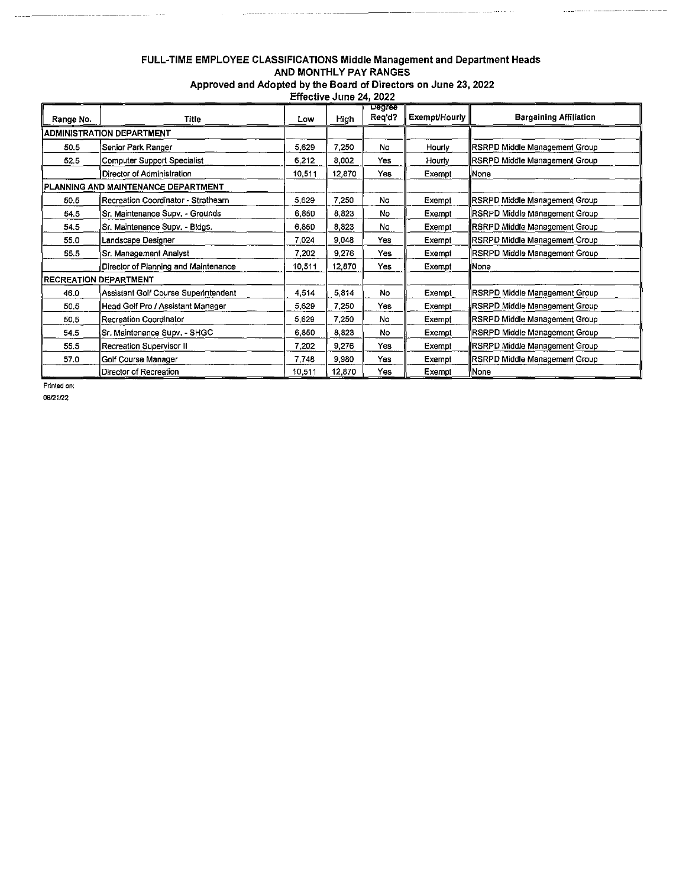# FULL-TIME EMPLOYEE CLASSIFICATIONS Middle Management and Department Heads AND MONTHLY PAY RANGES

**Approved and Adopted by the Board of Directors on June 23, 2022**

**Effective June 24, 2022**

| Range No. | Title | Low | High | Degree Req'd? | Exempt/Hourly | Bargaining Affiliation |
|---|---|---|---|---|---|---|
| **ADMINISTRATION DEPARTMENT** | | | | | | |
| 50.5 | Senior Park Ranger | 5,629 | 7,250 | No | Hourly | RSRPD Middle Management Group |
| 52.5 | Computer Support Specialist | 6,212 | 8,002 | Yes | Hourly | RSRPD Middle Management Group |
| | Director of Administration | 10,511 | 12,870 | Yes | Exempt | None |
| **PLANNING AND MAINTENANCE DEPARTMENT** | | | | | | |
| 50.5 | Recreation Coordinator - Strathearn | 5,629 | 7,250 | No | Exempt | RSRPD Middle Management Group |
| 54.5 | Sr. Maintenance Supv. - Grounds | 6,850 | 8,823 | No | Exempt | RSRPD Middle Management Group |
| 54.5 | Sr. Maintenance Supv. - Bldgs. | 6,850 | 8,823 | No | Exempt | RSRPD Middle Management Group |
| 55.0 | Landscape Designer | 7,024 | 9,048 | Yes | Exempt | RSRPD Middle Management Group |
| 55.5 | Sr. Management Analyst | 7,202 | 9,276 | Yes | Exempt | RSRPD Middle Management Group |
| | Director of Planning and Maintenance | 10,511 | 12,870 | Yes | Exempt | None |
| **RECREATION DEPARTMENT** | | | | | | |
| 46.0 | Assistant Golf Course Superintendent | 4,514 | 5,814 | No | Exempt | RSRPD Middle Management Group |
| 50.5 | Head Golf Pro / Assistant Manager | 5,629 | 7,250 | Yes | Exempt | RSRPD Middle Management Group |
| 50.5 | Recreation Coordinator | 5,629 | 7,250 | No | Exempt | RSRPD Middle Management Group |
| 54.5 | Sr. Maintenance Supv. - SHGC | 6,850 | 8,823 | No | Exempt | RSRPD Middle Management Group |
| 55.5 | Recreation Supervisor II | 7,202 | 9,276 | Yes | Exempt | RSRPD Middle Management Group |
| 57.0 | Golf Course Manager | 7,748 | 9,980 | Yes | Exempt | RSRPD Middle Management Group |
| | Director of Recreation | 10,511 | 12,870 | Yes | Exempt | None |

Printed on:
06/21/22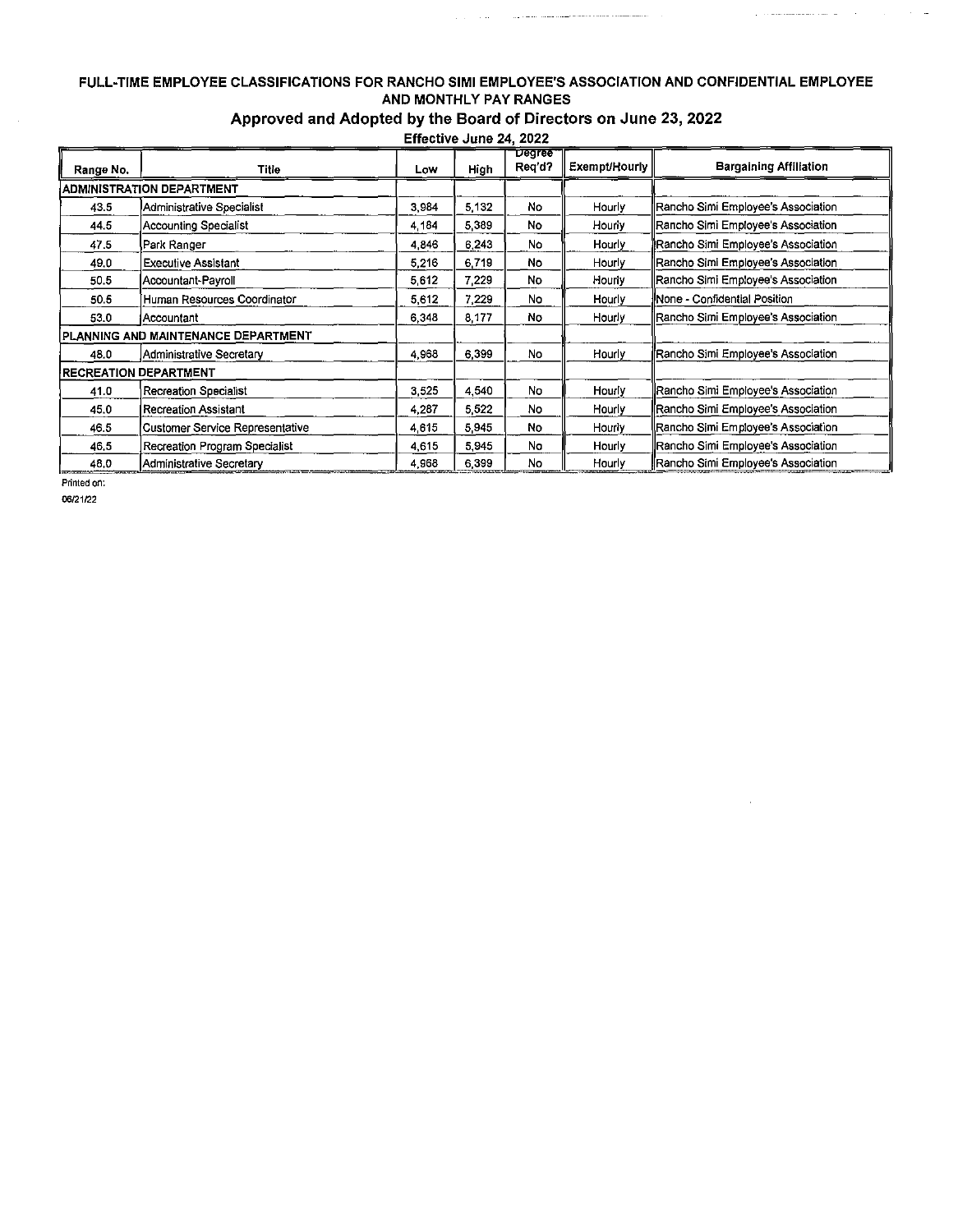**FULL-TIME EMPLOYEE CLASSIFICATIONS FOR RANCHO SIMI EMPLOYEE'S ASSOCIATION AND CONFIDENTIAL EMPLOYEE AND MONTHLY PAY RANGES**

**Approved and Adopted by the Board of Directors on June 23, 2022**

**Effective June 24, 2022**

| Range No. | Title | Low | High | Degree Req'd? | Exempt/Hourly | Bargaining Affiliation |
|---|---|---|---|---|---|---|
| **ADMINISTRATION DEPARTMENT** | | | | | | |
| 43.5 | Administrative Specialist | 3,984 | 5,132 | No | Hourly | Rancho Simi Employee's Association |
| 44.5 | Accounting Specialist | 4,184 | 5,389 | No | Hourly | Rancho Simi Employee's Association |
| 47.5 | Park Ranger | 4,846 | 6,243 | No | Hourly | Rancho Simi Employee's Association |
| 49.0 | Executive Assistant | 5,216 | 6,719 | No | Hourly | Rancho Simi Employee's Association |
| 50.5 | Accountant-Payroll | 5,612 | 7,229 | No | Hourly | Rancho Simi Employee's Association |
| 50.5 | Human Resources Coordinator | 5,612 | 7,229 | No | Hourly | None - Confidential Position |
| 53.0 | Accountant | 6,348 | 8,177 | No | Hourly | Rancho Simi Employee's Association |
| **PLANNING AND MAINTENANCE DEPARTMENT** | | | | | | |
| 48.0 | Administrative Secretary | 4,968 | 6,399 | No | Hourly | Rancho Simi Employee's Association |
| **RECREATION DEPARTMENT** | | | | | | |
| 41.0 | Recreation Specialist | 3,525 | 4,540 | No | Hourly | Rancho Simi Employee's Association |
| 45.0 | Recreation Assistant | 4,287 | 5,522 | No | Hourly | Rancho Simi Employee's Association |
| 46.5 | Customer Service Representative | 4,615 | 5,945 | No | Hourly | Rancho Simi Employee's Association |
| 46.5 | Recreation Program Specialist | 4,615 | 5,945 | No | Hourly | Rancho Simi Employee's Association |
| 48.0 | Administrative Secretary | 4,968 | 6,399 | No | Hourly | Rancho Simi Employee's Association |

Printed on:
06/21/22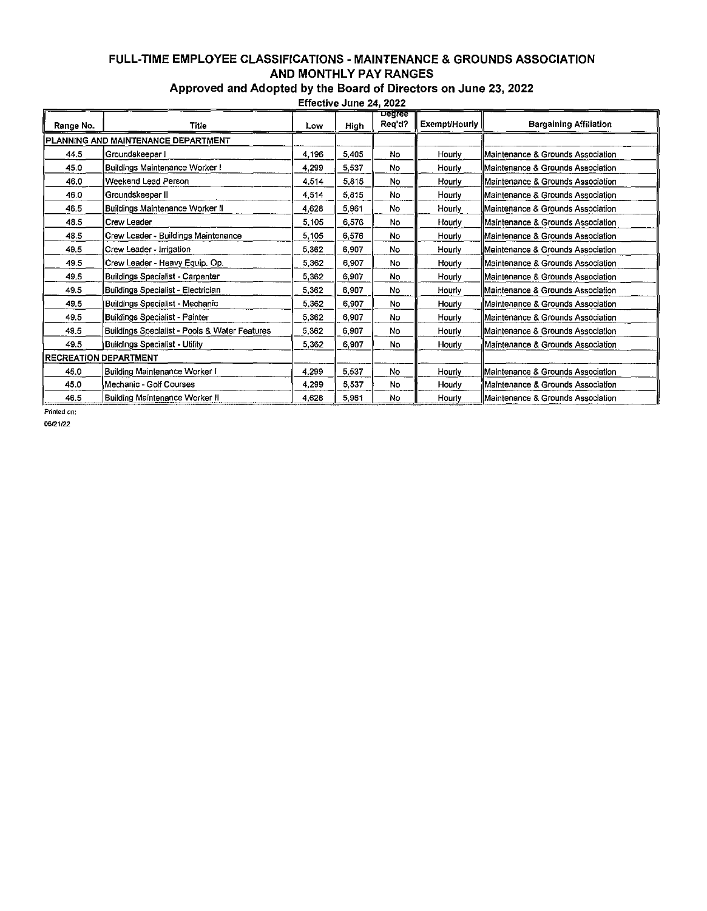# FULL-TIME EMPLOYEE CLASSIFICATIONS - MAINTENANCE & GROUNDS ASSOCIATION AND MONTHLY PAY RANGES

## Approved and Adopted by the Board of Directors on June 23, 2022

**Effective June 24, 2022**

| Range No. | Title | Low | High | Degree Req'd? | Exempt/Hourly | Bargaining Affiliation |
|---|---|---|---|---|---|---|
| **PLANNING AND MAINTENANCE DEPARTMENT** | | | | | | |
| 44.5 | Groundskeeper I | 4,196 | 5,405 | No | Hourly | Maintenance & Grounds Association |
| 45.0 | Buildings Maintenance Worker I | 4,299 | 5,537 | No | Hourly | Maintenance & Grounds Association |
| 46.0 | Weekend Lead Person | 4,514 | 5,815 | No | Hourly | Maintenance & Grounds Association |
| 46.0 | Groundskeeper II | 4,514 | 5,815 | No | Hourly | Maintenance & Grounds Association |
| 46.5 | Buildings Maintenance Worker II | 4,628 | 5,961 | No | Hourly | Maintenance & Grounds Association |
| 48.5 | Crew Leader | 5,105 | 6,576 | No | Hourly | Maintenance & Grounds Association |
| 48.5 | Crew Leader - Buildings Maintenance | 5,105 | 6,576 | No | Hourly | Maintenance & Grounds Association |
| 49.5 | Crew Leader - Irrigation | 5,362 | 6,907 | No | Hourly | Maintenance & Grounds Association |
| 49.5 | Crew Leader - Heavy Equip. Op. | 5,362 | 6,907 | No | Hourly | Maintenance & Grounds Association |
| 49.5 | Buildings Specialist - Carpenter | 5,362 | 6,907 | No | Hourly | Maintenance & Grounds Association |
| 49.5 | Buildings Specialist - Electrician | 5,362 | 6,907 | No | Hourly | Maintenance & Grounds Association |
| 49.5 | Buildings Specialist - Mechanic | 5,362 | 6,907 | No | Hourly | Maintenance & Grounds Association |
| 49.5 | Buildings Specialist - Painter | 5,362 | 6,907 | No | Hourly | Maintenance & Grounds Association |
| 49.5 | Buildings Specialist - Pools & Water Features | 5,362 | 6,907 | No | Hourly | Maintenance & Grounds Association |
| 49.5 | Buildings Specialist - Utility | 5,362 | 6,907 | No | Hourly | Maintenance & Grounds Association |
| **RECREATION DEPARTMENT** | | | | | | |
| 45.0 | Building Maintenance Worker I | 4,299 | 5,537 | No | Hourly | Maintenance & Grounds Association |
| 45.0 | Mechanic - Golf Courses | 4,299 | 5,537 | No | Hourly | Maintenance & Grounds Association |
| 46.5 | Building Maintenance Worker II | 4,628 | 5,961 | No | Hourly | Maintenance & Grounds Association |

Printed on:
06/21/22